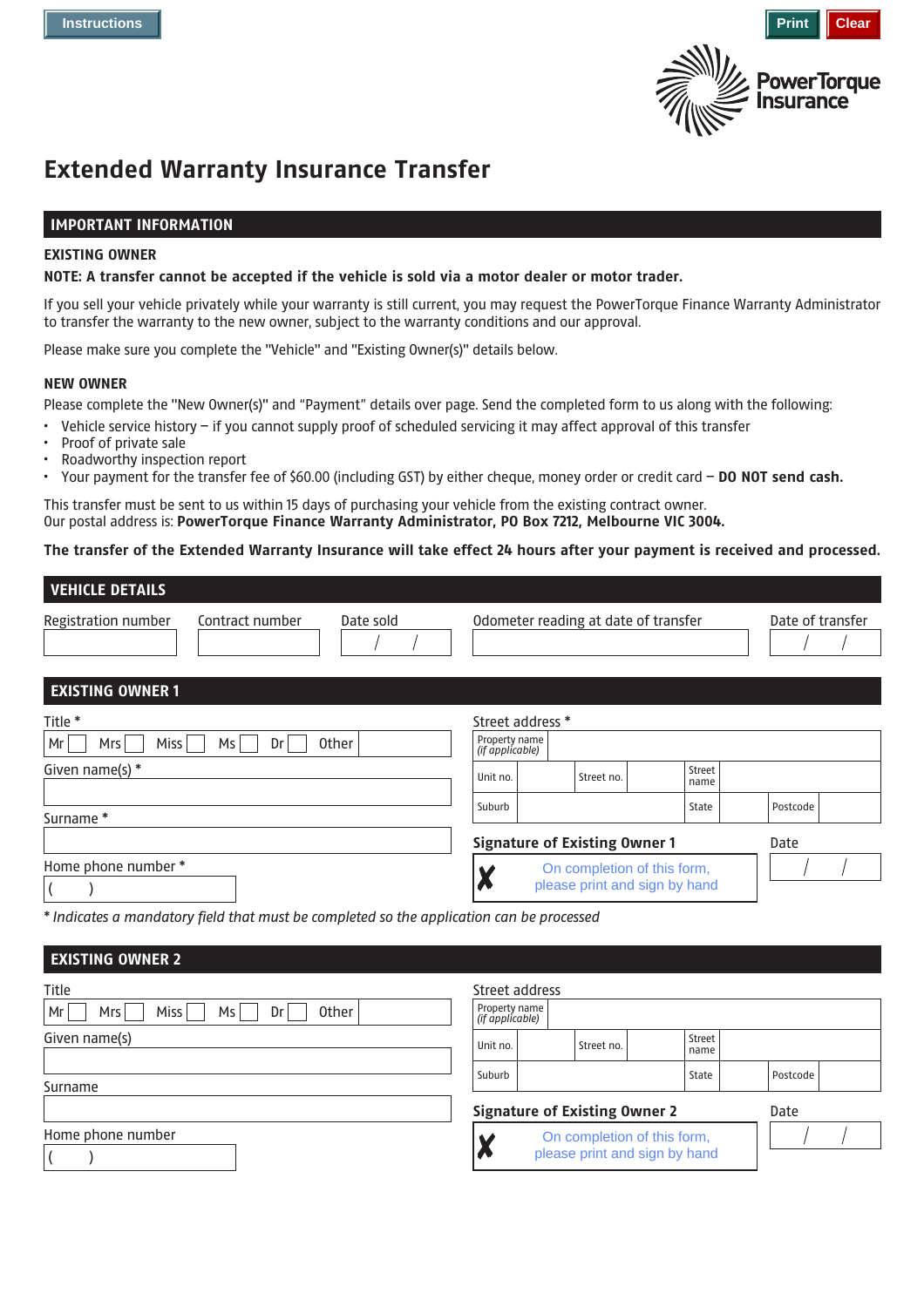Instructions

Print | Clear

PowerTorque Insurance

# Extended Warranty Insurance Transfer

## IMPORTANT INFORMATION

### EXISTING OWNER

**NOTE: A transfer cannot be accepted if the vehicle is sold via a motor dealer or motor trader.**

If you sell your vehicle privately while your warranty is still current, you may request the PowerTorque Finance Warranty Administrator to transfer the warranty to the new owner, subject to the warranty conditions and our approval.

Please make sure you complete the "Vehicle" and "Existing Owner(s)" details below.

### NEW OWNER

Please complete the "New Owner(s)" and "Payment" details over page. Send the completed form to us along with the following:

- Vehicle service history – if you cannot supply proof of scheduled servicing it may affect approval of this transfer
- Proof of private sale
- Roadworthy inspection report
- Your payment for the transfer fee of $60.00 (including GST) by either cheque, money order or credit card – **DO NOT send cash.**

This transfer must be sent to us within 15 days of purchasing your vehicle from the existing contract owner.
Our postal address is: **PowerTorque Finance Warranty Administrator, PO Box 7212, Melbourne VIC 3004.**

**The transfer of the Extended Warranty Insurance will take effect 24 hours after your payment is received and processed.**

## VEHICLE DETAILS

| Registration number | Contract number | Date sold | Odometer reading at date of transfer | Date of transfer |
|---|---|---|---|---|
| | | / / | | / / |

## EXISTING OWNER 1

Title * Mr ☐ Mrs ☐ Miss ☐ Ms ☐ Dr ☐ Other

Given name(s) *

Surname *

Home phone number * ( )

Street address *

| Property name (if applicable) | | | | | |
|---|---|---|---|---|---|
| Unit no. | | Street no. | | Street name | |
| Suburb | | State | | Postcode | |

Signature of Existing Owner 1: ✗ On completion of this form, please print and sign by hand

Date / /

*\* Indicates a mandatory field that must be completed so the application can be processed*

## EXISTING OWNER 2

Title Mr ☐ Mrs ☐ Miss ☐ Ms ☐ Dr ☐ Other

Given name(s)

Surname

Home phone number ( )

Street address

| Property name (if applicable) | | | | | |
|---|---|---|---|---|---|
| Unit no. | | Street no. | | Street name | |
| Suburb | | State | | Postcode | |

Signature of Existing Owner 2: ✗ On completion of this form, please print and sign by hand

Date / /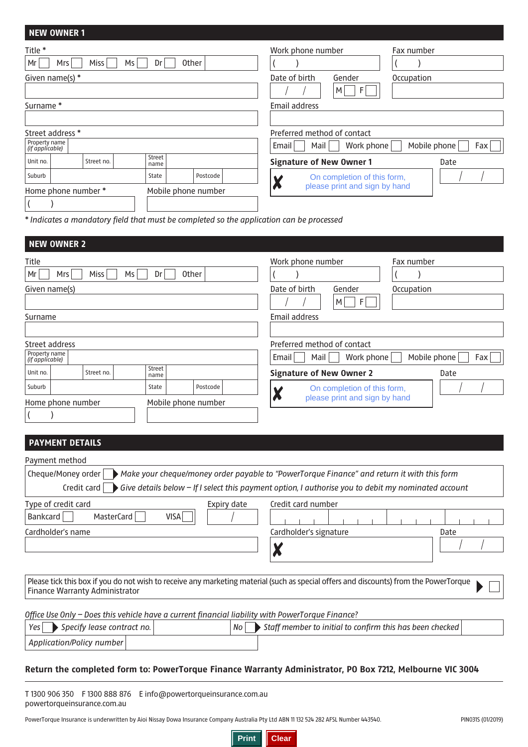## NEW OWNER 1

Title *

Mr ☐ Mrs ☐ Miss ☐ Ms ☐ Dr ☐ Other

Given name(s) *

Surname *

Street address *

| | | | | | |
|---|---|---|---|---|---|
| Property name *(if applicable)* | | | | | |
| Unit no. | | Street no. | | Street name | |
| Suburb | | State | | Postcode | |

Home phone number * ( )

Mobile phone number

Work phone number ( )

Fax number ( )

Date of birth / /

Gender M ☐ F ☐

Occupation

Email address

Preferred method of contact

Email ☐ Mail ☐ Work phone ☐ Mobile phone ☐ Fax ☐

**Signature of New Owner 1**

✗ On completion of this form, please print and sign by hand

Date / /

*\* Indicates a mandatory field that must be completed so the application can be processed*

## NEW OWNER 2

Title

Mr ☐ Mrs ☐ Miss ☐ Ms ☐ Dr ☐ Other

Given name(s)

Surname

Street address

| | | | | | |
|---|---|---|---|---|---|
| Property name *(if applicable)* | | | | | |
| Unit no. | | Street no. | | Street name | |
| Suburb | | State | | Postcode | |

Home phone number ( )

Mobile phone number

Work phone number ( )

Fax number ( )

Date of birth / /

Gender M ☐ F ☐

Occupation

Email address

Preferred method of contact

Email ☐ Mail ☐ Work phone ☐ Mobile phone ☐ Fax ☐

**Signature of New Owner 2**

✗ On completion of this form, please print and sign by hand

Date / /

## PAYMENT DETAILS

Payment method

Cheque/Money order ☐ ▶ *Make your cheque/money order payable to "PowerTorque Finance" and return it with this form*

Credit card ☐ ▶ *Give details below – If I select this payment option, I authorise you to debit my nominated account*

Type of credit card

Bankcard ☐ MasterCard ☐ VISA ☐

Expiry date /

Credit card number

Cardholder's name

Cardholder's signature ✗

Date / /

Please tick this box if you do not wish to receive any marketing material (such as special offers and discounts) from the PowerTorque Finance Warranty Administrator ▶ ☐

*Office Use Only – Does this vehicle have a current financial liability with PowerTorque Finance?*

*Yes* ☐ ▶ *Specify lease contract no.*

*No* ☐ ▶ *Staff member to initial to confirm this has been checked*

*Application/Policy number*

**Return the completed form to: PowerTorque Finance Warranty Administrator, PO Box 7212, Melbourne VIC 3004**

T 1300 906 350 F 1300 888 876 E info@powertorqueinsurance.com.au
powertorqueinsurance.com.au

PowerTorque Insurance is underwritten by Aioi Nissay Dowa Insurance Company Australia Pty Ltd ABN 11 132 524 282 AFSL Number 443540.

PIN031S (01/2019)